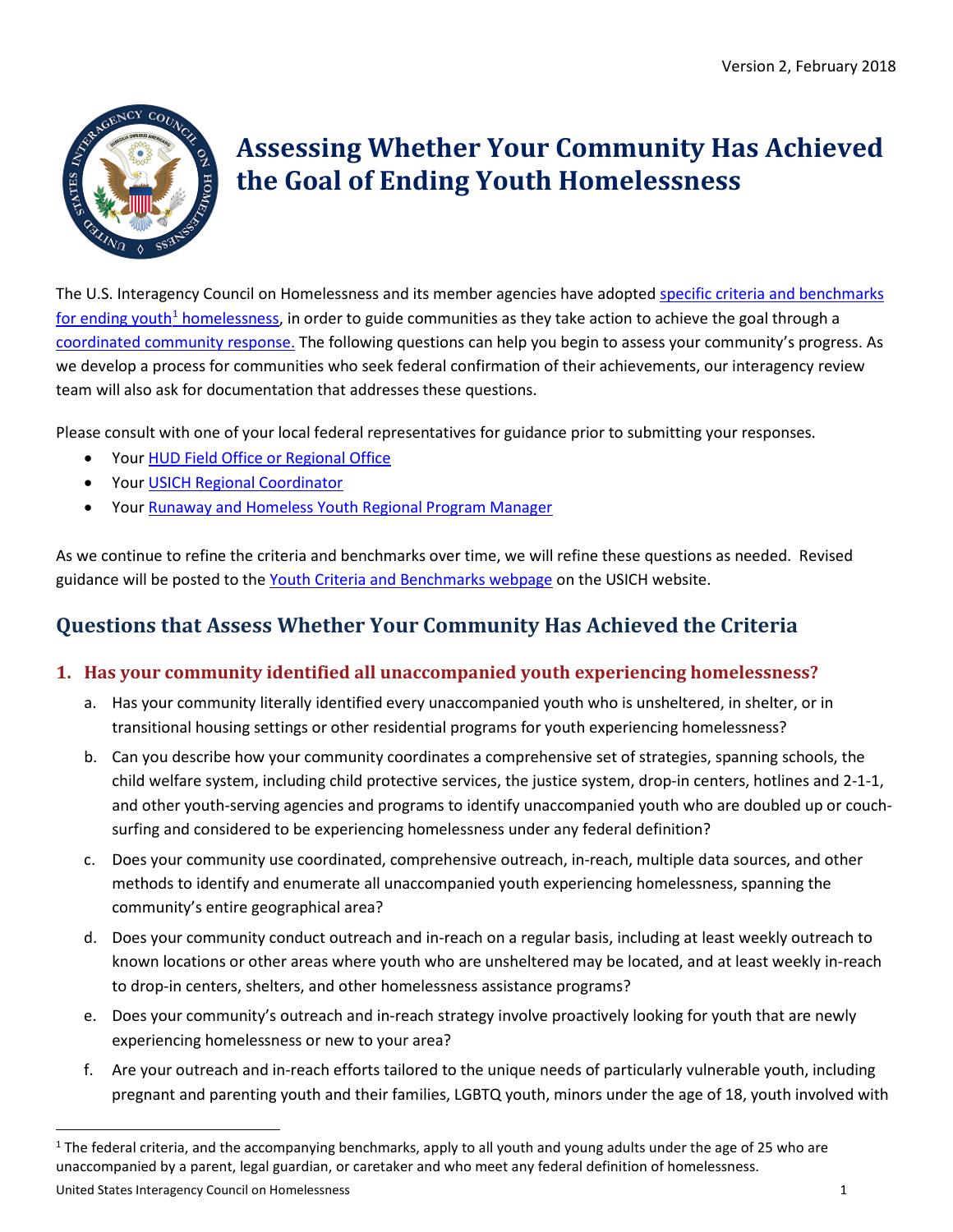Version 2, February 2018

# Assessing Whether Your Community Has Achieved the Goal of Ending Youth Homelessness

The U.S. Interagency Council on Homelessness and its member agencies have adopted specific criteria and benchmarks for ending youth[1] homelessness, in order to guide communities as they take action to achieve the goal through a coordinated community response. The following questions can help you begin to assess your community's progress. As we develop a process for communities who seek federal confirmation of their achievements, our interagency review team will also ask for documentation that addresses these questions.

Please consult with one of your local federal representatives for guidance prior to submitting your responses.

- Your HUD Field Office or Regional Office
- Your USICH Regional Coordinator
- Your Runaway and Homeless Youth Regional Program Manager

As we continue to refine the criteria and benchmarks over time, we will refine these questions as needed. Revised guidance will be posted to the Youth Criteria and Benchmarks webpage on the USICH website.

## Questions that Assess Whether Your Community Has Achieved the Criteria

### 1. Has your community identified all unaccompanied youth experiencing homelessness?

a. Has your community literally identified every unaccompanied youth who is unsheltered, in shelter, or in transitional housing settings or other residential programs for youth experiencing homelessness?

b. Can you describe how your community coordinates a comprehensive set of strategies, spanning schools, the child welfare system, including child protective services, the justice system, drop-in centers, hotlines and 2-1-1, and other youth-serving agencies and programs to identify unaccompanied youth who are doubled up or couch-surfing and considered to be experiencing homelessness under any federal definition?

c. Does your community use coordinated, comprehensive outreach, in-reach, multiple data sources, and other methods to identify and enumerate all unaccompanied youth experiencing homelessness, spanning the community's entire geographical area?

d. Does your community conduct outreach and in-reach on a regular basis, including at least weekly outreach to known locations or other areas where youth who are unsheltered may be located, and at least weekly in-reach to drop-in centers, shelters, and other homelessness assistance programs?

e. Does your community's outreach and in-reach strategy involve proactively looking for youth that are newly experiencing homelessness or new to your area?

f. Are your outreach and in-reach efforts tailored to the unique needs of particularly vulnerable youth, including pregnant and parenting youth and their families, LGBTQ youth, minors under the age of 18, youth involved with

[1] The federal criteria, and the accompanying benchmarks, apply to all youth and young adults under the age of 25 who are unaccompanied by a parent, legal guardian, or caretaker and who meet any federal definition of homelessness.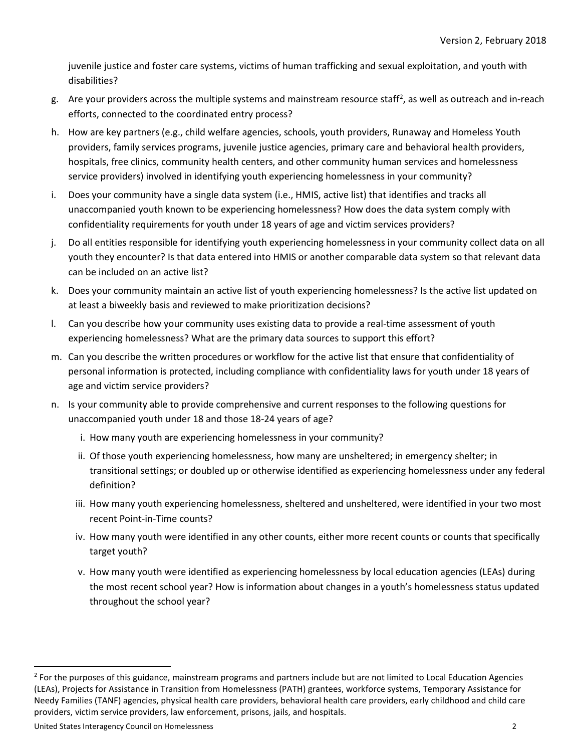juvenile justice and foster care systems, victims of human trafficking and sexual exploitation, and youth with disabilities?

g. Are your providers across the multiple systems and mainstream resource staff[2], as well as outreach and in-reach efforts, connected to the coordinated entry process?

h. How are key partners (e.g., child welfare agencies, schools, youth providers, Runaway and Homeless Youth providers, family services programs, juvenile justice agencies, primary care and behavioral health providers, hospitals, free clinics, community health centers, and other community human services and homelessness service providers) involved in identifying youth experiencing homelessness in your community?

i. Does your community have a single data system (i.e., HMIS, active list) that identifies and tracks all unaccompanied youth known to be experiencing homelessness? How does the data system comply with confidentiality requirements for youth under 18 years of age and victim services providers?

j. Do all entities responsible for identifying youth experiencing homelessness in your community collect data on all youth they encounter? Is that data entered into HMIS or another comparable data system so that relevant data can be included on an active list?

k. Does your community maintain an active list of youth experiencing homelessness? Is the active list updated on at least a biweekly basis and reviewed to make prioritization decisions?

l. Can you describe how your community uses existing data to provide a real-time assessment of youth experiencing homelessness? What are the primary data sources to support this effort?

m. Can you describe the written procedures or workflow for the active list that ensure that confidentiality of personal information is protected, including compliance with confidentiality laws for youth under 18 years of age and victim service providers?

n. Is your community able to provide comprehensive and current responses to the following questions for unaccompanied youth under 18 and those 18-24 years of age?

   i. How many youth are experiencing homelessness in your community?

   ii. Of those youth experiencing homelessness, how many are unsheltered; in emergency shelter; in transitional settings; or doubled up or otherwise identified as experiencing homelessness under any federal definition?

   iii. How many youth experiencing homelessness, sheltered and unsheltered, were identified in your two most recent Point-in-Time counts?

   iv. How many youth were identified in any other counts, either more recent counts or counts that specifically target youth?

   v. How many youth were identified as experiencing homelessness by local education agencies (LEAs) during the most recent school year? How is information about changes in a youth's homelessness status updated throughout the school year?

---

[2] For the purposes of this guidance, mainstream programs and partners include but are not limited to Local Education Agencies (LEAs), Projects for Assistance in Transition from Homelessness (PATH) grantees, workforce systems, Temporary Assistance for Needy Families (TANF) agencies, physical health care providers, behavioral health care providers, early childhood and child care providers, victim service providers, law enforcement, prisons, jails, and hospitals.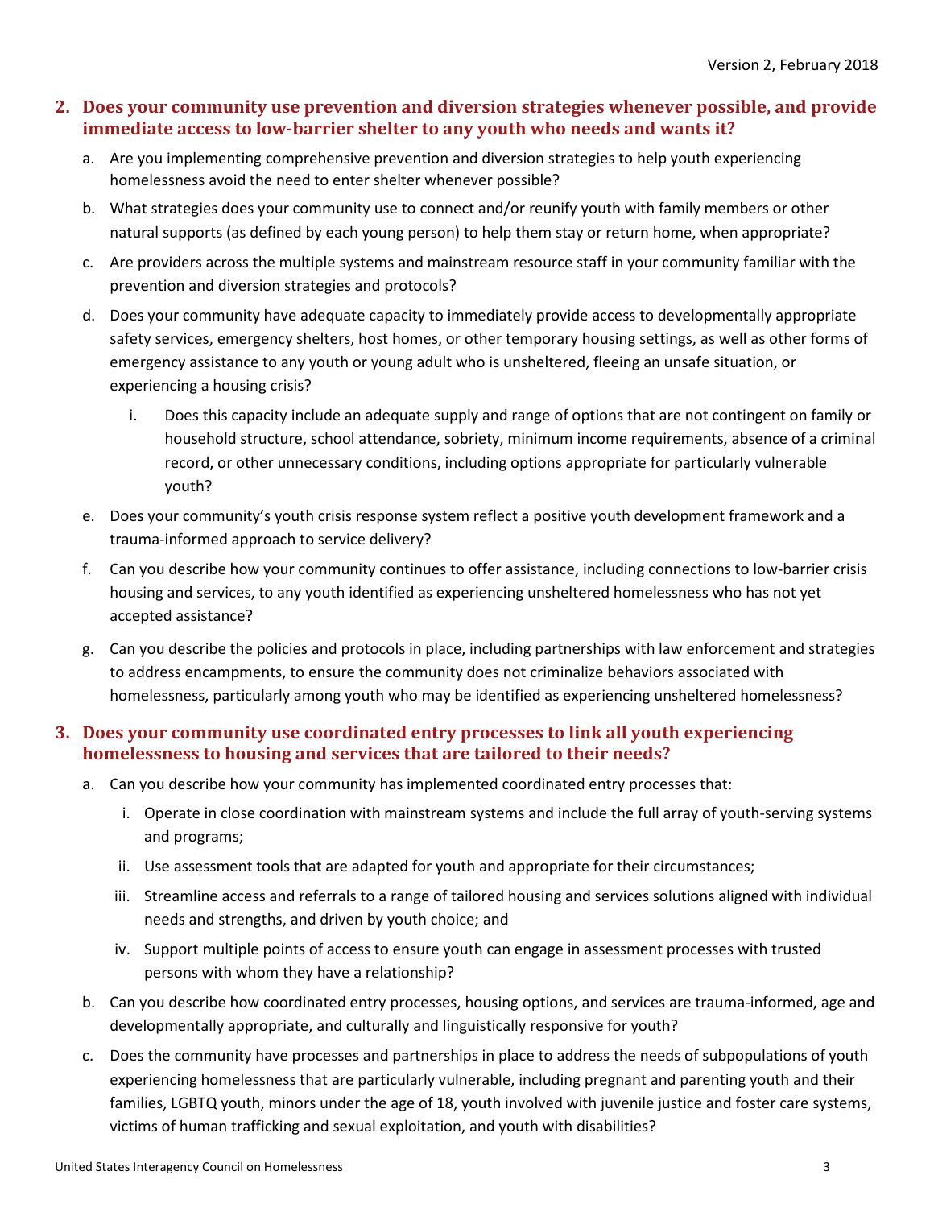## 2. Does your community use prevention and diversion strategies whenever possible, and provide immediate access to low-barrier shelter to any youth who needs and wants it?

a. Are you implementing comprehensive prevention and diversion strategies to help youth experiencing homelessness avoid the need to enter shelter whenever possible?

b. What strategies does your community use to connect and/or reunify youth with family members or other natural supports (as defined by each young person) to help them stay or return home, when appropriate?

c. Are providers across the multiple systems and mainstream resource staff in your community familiar with the prevention and diversion strategies and protocols?

d. Does your community have adequate capacity to immediately provide access to developmentally appropriate safety services, emergency shelters, host homes, or other temporary housing settings, as well as other forms of emergency assistance to any youth or young adult who is unsheltered, fleeing an unsafe situation, or experiencing a housing crisis?

   i. Does this capacity include an adequate supply and range of options that are not contingent on family or household structure, school attendance, sobriety, minimum income requirements, absence of a criminal record, or other unnecessary conditions, including options appropriate for particularly vulnerable youth?

e. Does your community's youth crisis response system reflect a positive youth development framework and a trauma-informed approach to service delivery?

f. Can you describe how your community continues to offer assistance, including connections to low-barrier crisis housing and services, to any youth identified as experiencing unsheltered homelessness who has not yet accepted assistance?

g. Can you describe the policies and protocols in place, including partnerships with law enforcement and strategies to address encampments, to ensure the community does not criminalize behaviors associated with homelessness, particularly among youth who may be identified as experiencing unsheltered homelessness?

## 3. Does your community use coordinated entry processes to link all youth experiencing homelessness to housing and services that are tailored to their needs?

a. Can you describe how your community has implemented coordinated entry processes that:

   i. Operate in close coordination with mainstream systems and include the full array of youth-serving systems and programs;

   ii. Use assessment tools that are adapted for youth and appropriate for their circumstances;

   iii. Streamline access and referrals to a range of tailored housing and services solutions aligned with individual needs and strengths, and driven by youth choice; and

   iv. Support multiple points of access to ensure youth can engage in assessment processes with trusted persons with whom they have a relationship?

b. Can you describe how coordinated entry processes, housing options, and services are trauma-informed, age and developmentally appropriate, and culturally and linguistically responsive for youth?

c. Does the community have processes and partnerships in place to address the needs of subpopulations of youth experiencing homelessness that are particularly vulnerable, including pregnant and parenting youth and their families, LGBTQ youth, minors under the age of 18, youth involved with juvenile justice and foster care systems, victims of human trafficking and sexual exploitation, and youth with disabilities?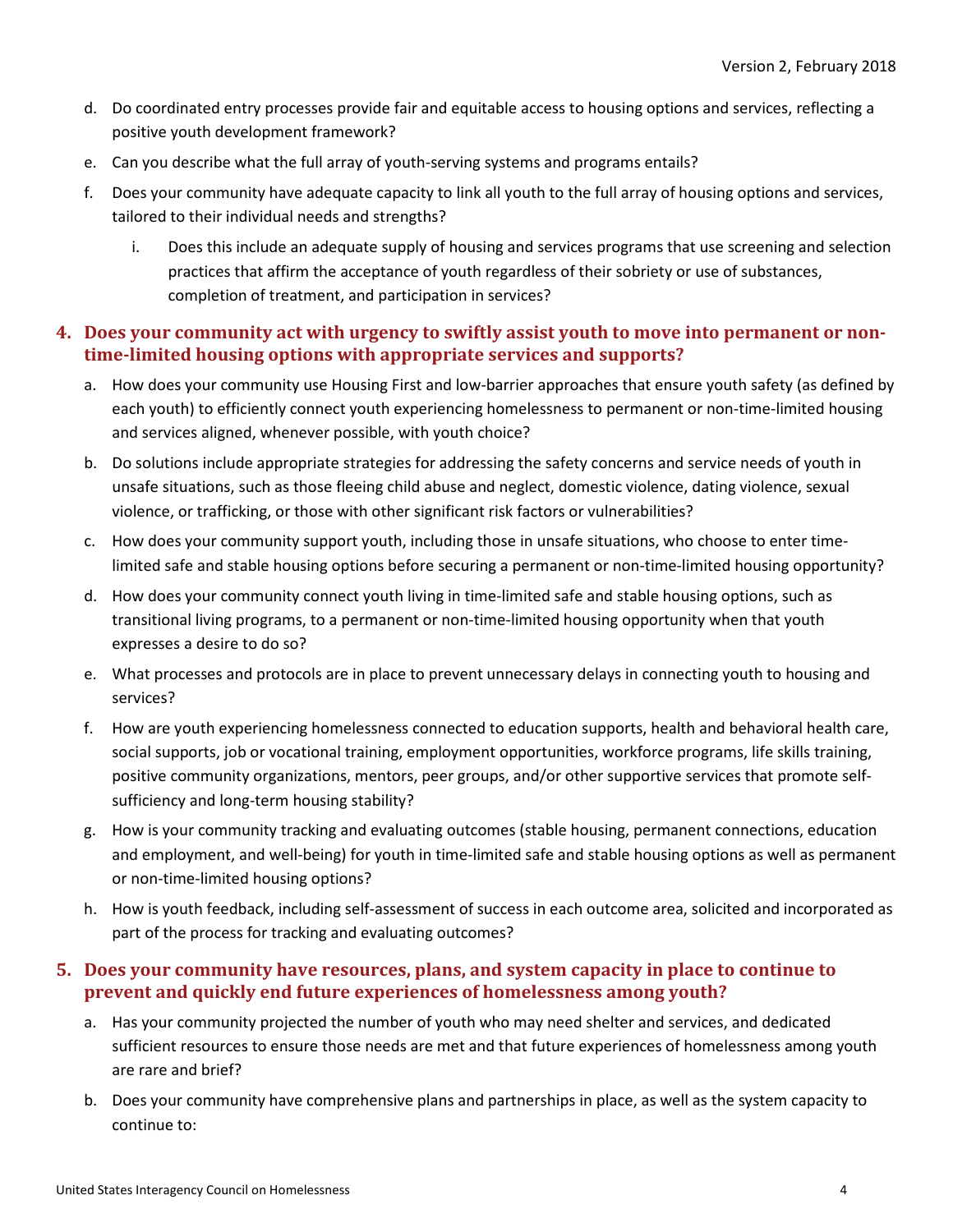d. Do coordinated entry processes provide fair and equitable access to housing options and services, reflecting a positive youth development framework?

e. Can you describe what the full array of youth-serving systems and programs entails?

f. Does your community have adequate capacity to link all youth to the full array of housing options and services, tailored to their individual needs and strengths?

   i. Does this include an adequate supply of housing and services programs that use screening and selection practices that affirm the acceptance of youth regardless of their sobriety or use of substances, completion of treatment, and participation in services?

## 4. Does your community act with urgency to swiftly assist youth to move into permanent or non-time-limited housing options with appropriate services and supports?

a. How does your community use Housing First and low-barrier approaches that ensure youth safety (as defined by each youth) to efficiently connect youth experiencing homelessness to permanent or non-time-limited housing and services aligned, whenever possible, with youth choice?

b. Do solutions include appropriate strategies for addressing the safety concerns and service needs of youth in unsafe situations, such as those fleeing child abuse and neglect, domestic violence, dating violence, sexual violence, or trafficking, or those with other significant risk factors or vulnerabilities?

c. How does your community support youth, including those in unsafe situations, who choose to enter time-limited safe and stable housing options before securing a permanent or non-time-limited housing opportunity?

d. How does your community connect youth living in time-limited safe and stable housing options, such as transitional living programs, to a permanent or non-time-limited housing opportunity when that youth expresses a desire to do so?

e. What processes and protocols are in place to prevent unnecessary delays in connecting youth to housing and services?

f. How are youth experiencing homelessness connected to education supports, health and behavioral health care, social supports, job or vocational training, employment opportunities, workforce programs, life skills training, positive community organizations, mentors, peer groups, and/or other supportive services that promote self-sufficiency and long-term housing stability?

g. How is your community tracking and evaluating outcomes (stable housing, permanent connections, education and employment, and well-being) for youth in time-limited safe and stable housing options as well as permanent or non-time-limited housing options?

h. How is youth feedback, including self-assessment of success in each outcome area, solicited and incorporated as part of the process for tracking and evaluating outcomes?

## 5. Does your community have resources, plans, and system capacity in place to continue to prevent and quickly end future experiences of homelessness among youth?

a. Has your community projected the number of youth who may need shelter and services, and dedicated sufficient resources to ensure those needs are met and that future experiences of homelessness among youth are rare and brief?

b. Does your community have comprehensive plans and partnerships in place, as well as the system capacity to continue to: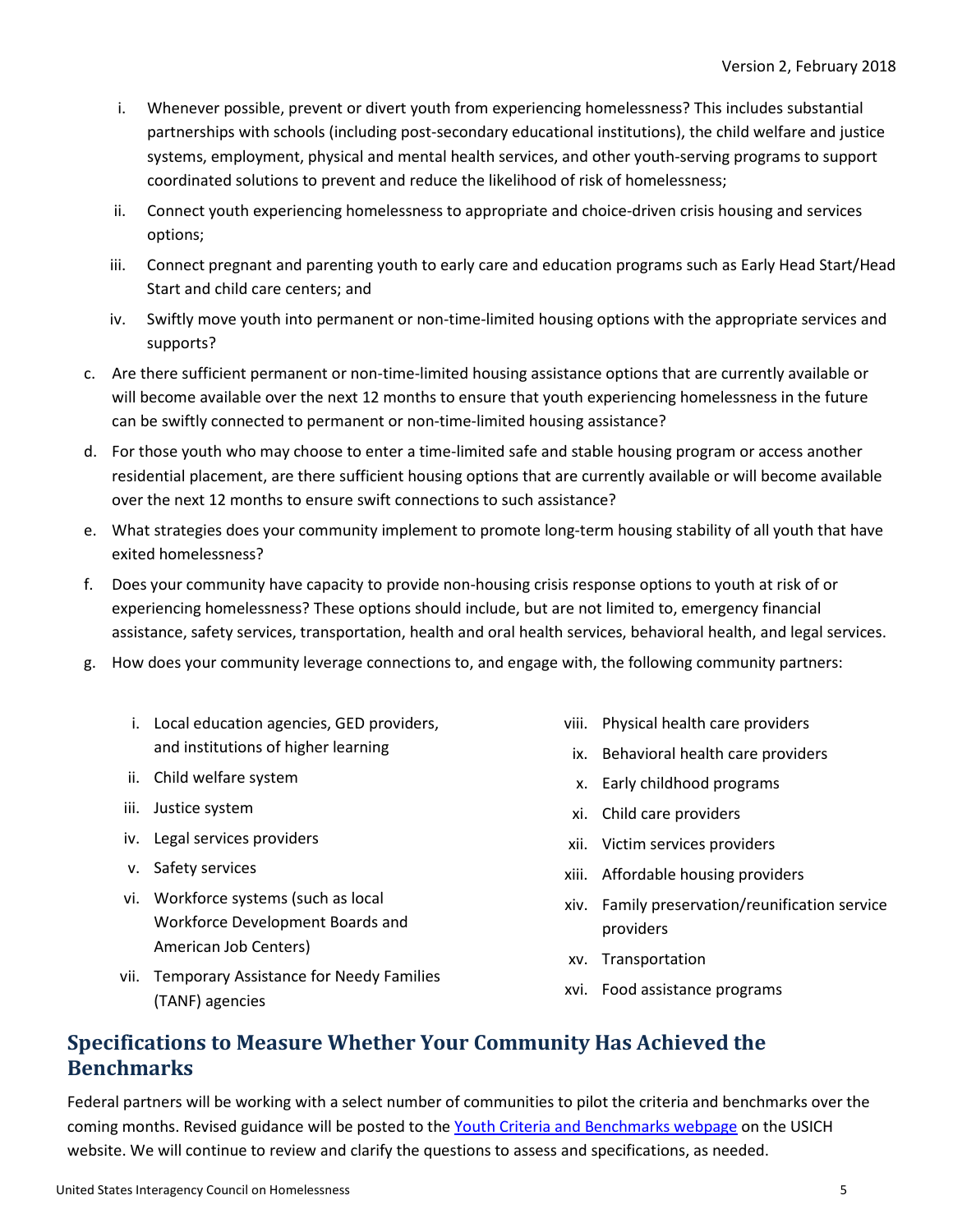i. Whenever possible, prevent or divert youth from experiencing homelessness? This includes substantial partnerships with schools (including post-secondary educational institutions), the child welfare and justice systems, employment, physical and mental health services, and other youth-serving programs to support coordinated solutions to prevent and reduce the likelihood of risk of homelessness;

ii. Connect youth experiencing homelessness to appropriate and choice-driven crisis housing and services options;

iii. Connect pregnant and parenting youth to early care and education programs such as Early Head Start/Head Start and child care centers; and

iv. Swiftly move youth into permanent or non-time-limited housing options with the appropriate services and supports?

c. Are there sufficient permanent or non-time-limited housing assistance options that are currently available or will become available over the next 12 months to ensure that youth experiencing homelessness in the future can be swiftly connected to permanent or non-time-limited housing assistance?

d. For those youth who may choose to enter a time-limited safe and stable housing program or access another residential placement, are there sufficient housing options that are currently available or will become available over the next 12 months to ensure swift connections to such assistance?

e. What strategies does your community implement to promote long-term housing stability of all youth that have exited homelessness?

f. Does your community have capacity to provide non-housing crisis response options to youth at risk of or experiencing homelessness? These options should include, but are not limited to, emergency financial assistance, safety services, transportation, health and oral health services, behavioral health, and legal services.

g. How does your community leverage connections to, and engage with, the following community partners:

i. Local education agencies, GED providers, and institutions of higher learning
ii. Child welfare system
iii. Justice system
iv. Legal services providers
v. Safety services
vi. Workforce systems (such as local Workforce Development Boards and American Job Centers)
vii. Temporary Assistance for Needy Families (TANF) agencies
viii. Physical health care providers
ix. Behavioral health care providers
x. Early childhood programs
xi. Child care providers
xii. Victim services providers
xiii. Affordable housing providers
xiv. Family preservation/reunification service providers
xv. Transportation
xvi. Food assistance programs

## Specifications to Measure Whether Your Community Has Achieved the Benchmarks

Federal partners will be working with a select number of communities to pilot the criteria and benchmarks over the coming months. Revised guidance will be posted to the Youth Criteria and Benchmarks webpage on the USICH website. We will continue to review and clarify the questions to assess and specifications, as needed.